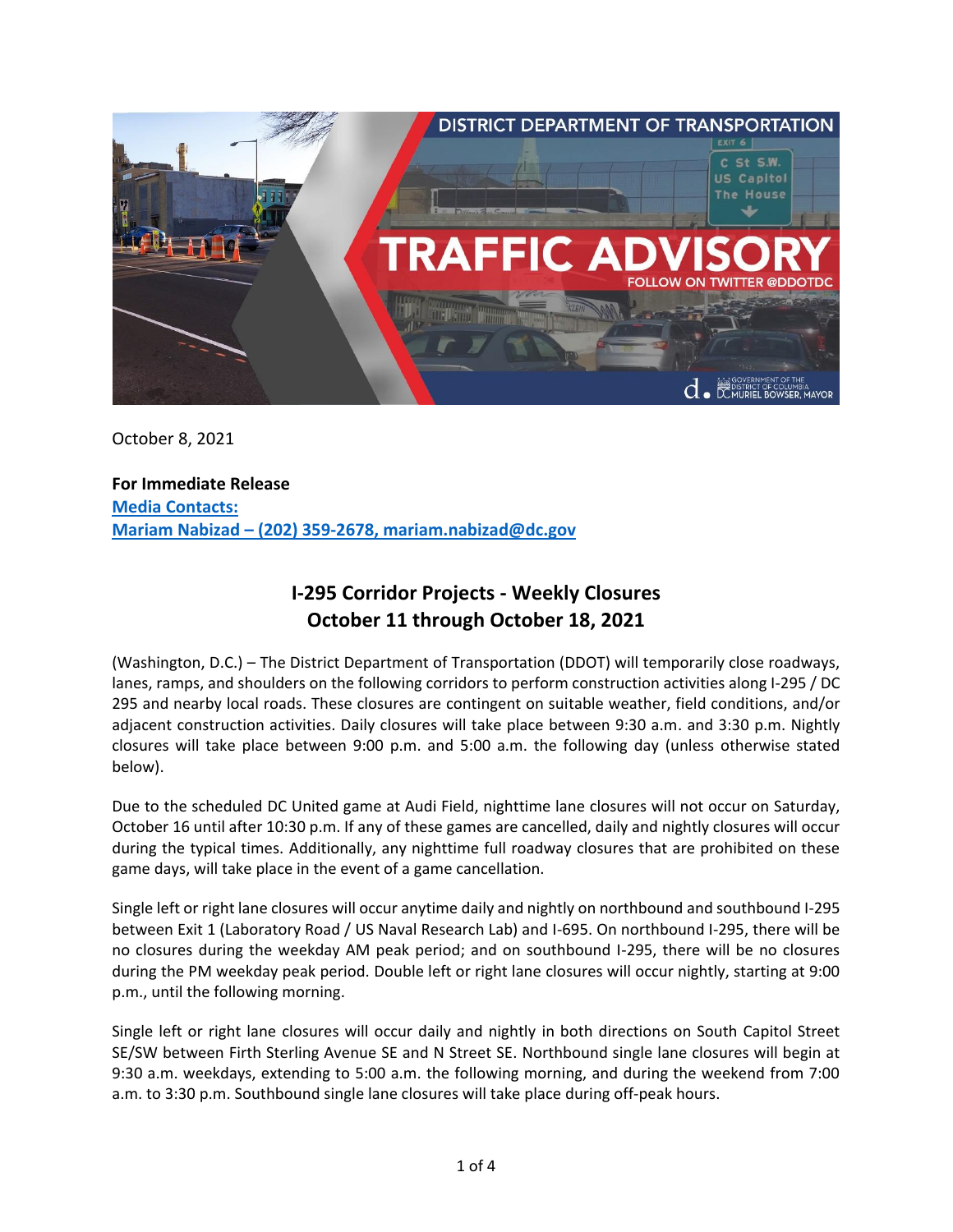October 8, 2021

**For Immediate Release**
**Media Contacts:**
**Mariam Nabizad – (202) 359-2678, mariam.nabizad@dc.gov**

## I-295 Corridor Projects - Weekly Closures
## October 11 through October 18, 2021

(Washington, D.C.) – The District Department of Transportation (DDOT) will temporarily close roadways, lanes, ramps, and shoulders on the following corridors to perform construction activities along I-295 / DC 295 and nearby local roads. These closures are contingent on suitable weather, field conditions, and/or adjacent construction activities. Daily closures will take place between 9:30 a.m. and 3:30 p.m. Nightly closures will take place between 9:00 p.m. and 5:00 a.m. the following day (unless otherwise stated below).

Due to the scheduled DC United game at Audi Field, nighttime lane closures will not occur on Saturday, October 16 until after 10:30 p.m. If any of these games are cancelled, daily and nightly closures will occur during the typical times. Additionally, any nighttime full roadway closures that are prohibited on these game days, will take place in the event of a game cancellation.

Single left or right lane closures will occur anytime daily and nightly on northbound and southbound I-295 between Exit 1 (Laboratory Road / US Naval Research Lab) and I-695. On northbound I-295, there will be no closures during the weekday AM peak period; and on southbound I-295, there will be no closures during the PM weekday peak period. Double left or right lane closures will occur nightly, starting at 9:00 p.m., until the following morning.

Single left or right lane closures will occur daily and nightly in both directions on South Capitol Street SE/SW between Firth Sterling Avenue SE and N Street SE. Northbound single lane closures will begin at 9:30 a.m. weekdays, extending to 5:00 a.m. the following morning, and during the weekend from 7:00 a.m. to 3:30 p.m. Southbound single lane closures will take place during off-peak hours.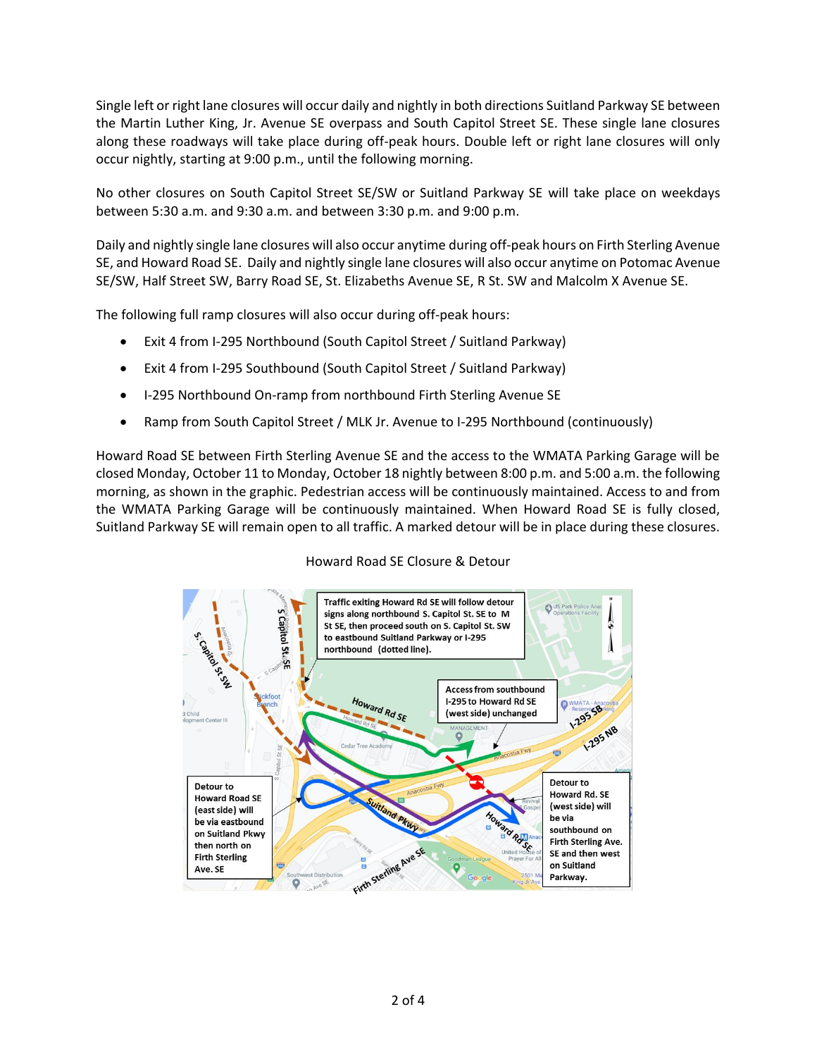Single left or right lane closures will occur daily and nightly in both directions Suitland Parkway SE between the Martin Luther King, Jr. Avenue SE overpass and South Capitol Street SE. These single lane closures along these roadways will take place during off-peak hours. Double left or right lane closures will only occur nightly, starting at 9:00 p.m., until the following morning.

No other closures on South Capitol Street SE/SW or Suitland Parkway SE will take place on weekdays between 5:30 a.m. and 9:30 a.m. and between 3:30 p.m. and 9:00 p.m.

Daily and nightly single lane closures will also occur anytime during off-peak hours on Firth Sterling Avenue SE, and Howard Road SE. Daily and nightly single lane closures will also occur anytime on Potomac Avenue SE/SW, Half Street SW, Barry Road SE, St. Elizabeths Avenue SE, R St. SW and Malcolm X Avenue SE.

The following full ramp closures will also occur during off-peak hours:

- Exit 4 from I-295 Northbound (South Capitol Street / Suitland Parkway)
- Exit 4 from I-295 Southbound (South Capitol Street / Suitland Parkway)
- I-295 Northbound On-ramp from northbound Firth Sterling Avenue SE
- Ramp from South Capitol Street / MLK Jr. Avenue to I-295 Northbound (continuously)

Howard Road SE between Firth Sterling Avenue SE and the access to the WMATA Parking Garage will be closed Monday, October 11 to Monday, October 18 nightly between 8:00 p.m. and 5:00 a.m. the following morning, as shown in the graphic. Pedestrian access will be continuously maintained. Access to and from the WMATA Parking Garage will be continuously maintained. When Howard Road SE is fully closed, Suitland Parkway SE will remain open to all traffic. A marked detour will be in place during these closures.

Howard Road SE Closure & Detour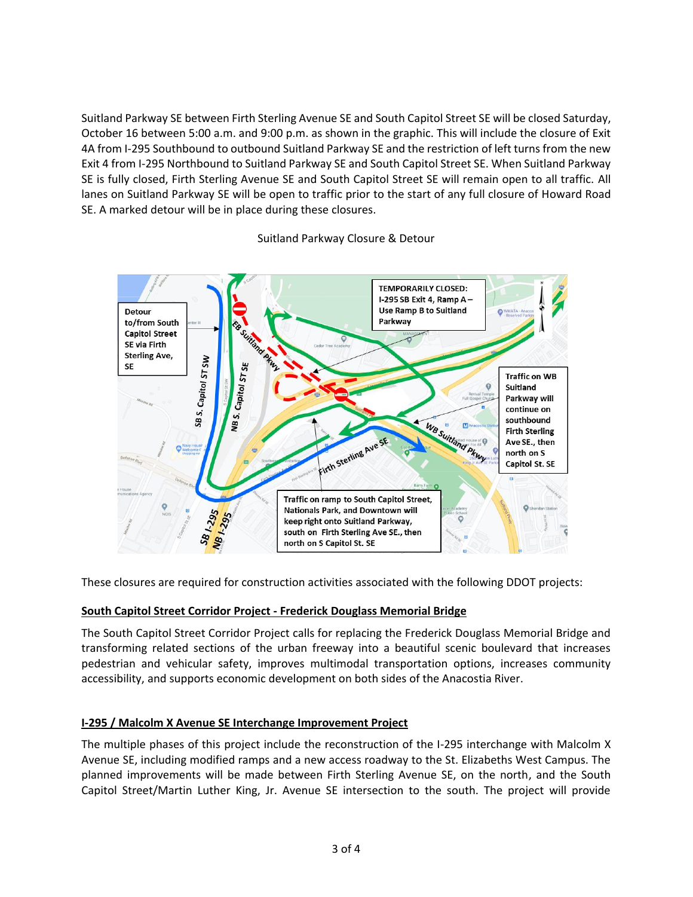Suitland Parkway SE between Firth Sterling Avenue SE and South Capitol Street SE will be closed Saturday, October 16 between 5:00 a.m. and 9:00 p.m. as shown in the graphic. This will include the closure of Exit 4A from I-295 Southbound to outbound Suitland Parkway SE and the restriction of left turns from the new Exit 4 from I-295 Northbound to Suitland Parkway SE and South Capitol Street SE. When Suitland Parkway SE is fully closed, Firth Sterling Avenue SE and South Capitol Street SE will remain open to all traffic. All lanes on Suitland Parkway SE will be open to traffic prior to the start of any full closure of Howard Road SE. A marked detour will be in place during these closures.

Suitland Parkway Closure & Detour

Detour to/from South Capitol Street SE via Firth Sterling Ave, SE

TEMPORARILY CLOSED: I-295 SB Exit 4, Ramp A – Use Ramp B to Suitland Parkway

Traffic on WB Suitland Parkway will continue on southbound Firth Sterling Ave SE., then north on S Capitol St. SE

Traffic on ramp to South Capitol Street, Nationals Park, and Downtown will keep right onto Suitland Parkway, south on Firth Sterling Ave SE., then north on S Capitol St. SE

These closures are required for construction activities associated with the following DDOT projects:

## South Capitol Street Corridor Project - Frederick Douglass Memorial Bridge

The South Capitol Street Corridor Project calls for replacing the Frederick Douglass Memorial Bridge and transforming related sections of the urban freeway into a beautiful scenic boulevard that increases pedestrian and vehicular safety, improves multimodal transportation options, increases community accessibility, and supports economic development on both sides of the Anacostia River.

## I-295 / Malcolm X Avenue SE Interchange Improvement Project

The multiple phases of this project include the reconstruction of the I-295 interchange with Malcolm X Avenue SE, including modified ramps and a new access roadway to the St. Elizabeths West Campus. The planned improvements will be made between Firth Sterling Avenue SE, on the north, and the South Capitol Street/Martin Luther King, Jr. Avenue SE intersection to the south. The project will provide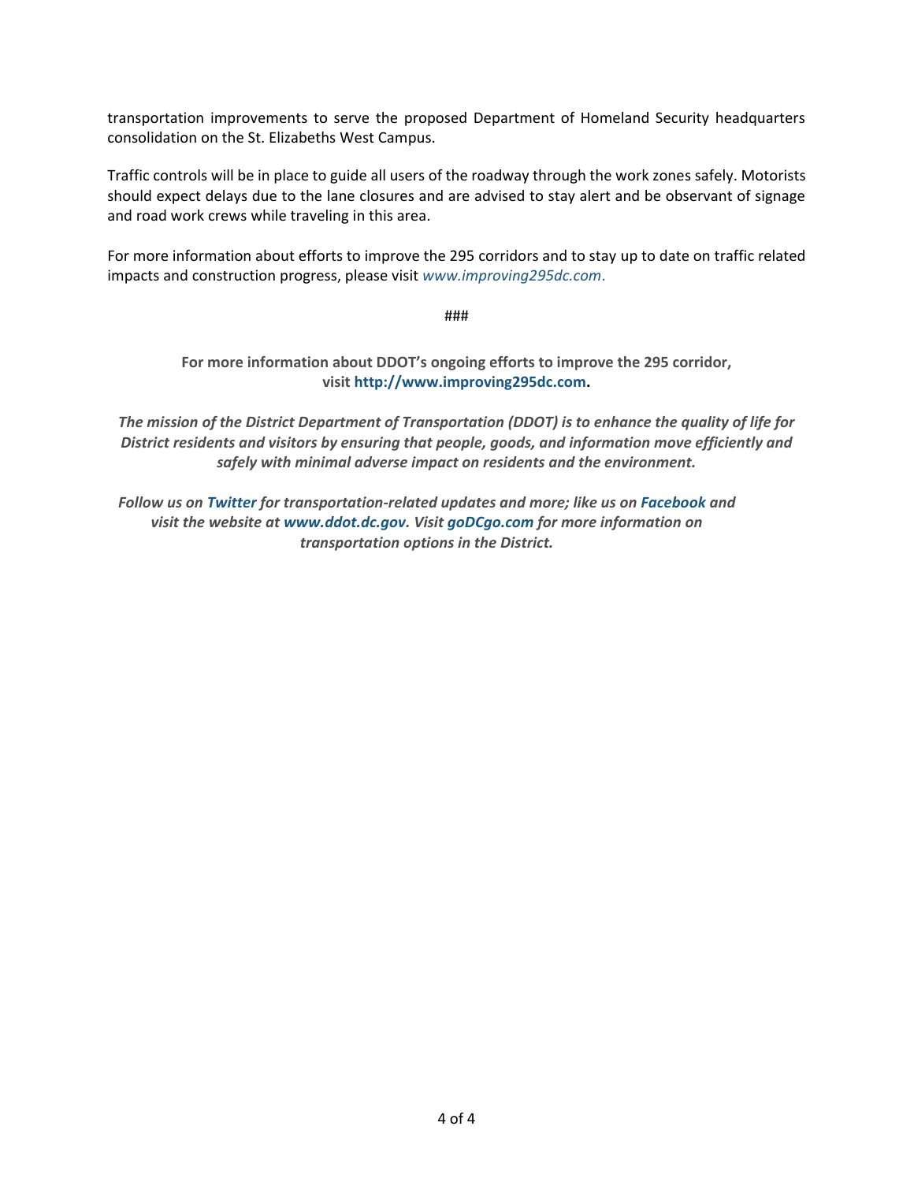transportation improvements to serve the proposed Department of Homeland Security headquarters consolidation on the St. Elizabeths West Campus.

Traffic controls will be in place to guide all users of the roadway through the work zones safely. Motorists should expect delays due to the lane closures and are advised to stay alert and be observant of signage and road work crews while traveling in this area.

For more information about efforts to improve the 295 corridors and to stay up to date on traffic related impacts and construction progress, please visit *www.improving295dc.com*.

###

**For more information about DDOT's ongoing efforts to improve the 295 corridor, visit http://www.improving295dc.com.**

***The mission of the District Department of Transportation (DDOT) is to enhance the quality of life for District residents and visitors by ensuring that people, goods, and information move efficiently and safely with minimal adverse impact on residents and the environment.***

***Follow us on Twitter for transportation-related updates and more; like us on Facebook and visit the website at www.ddot.dc.gov. Visit goDCgo.com for more information on transportation options in the District.***